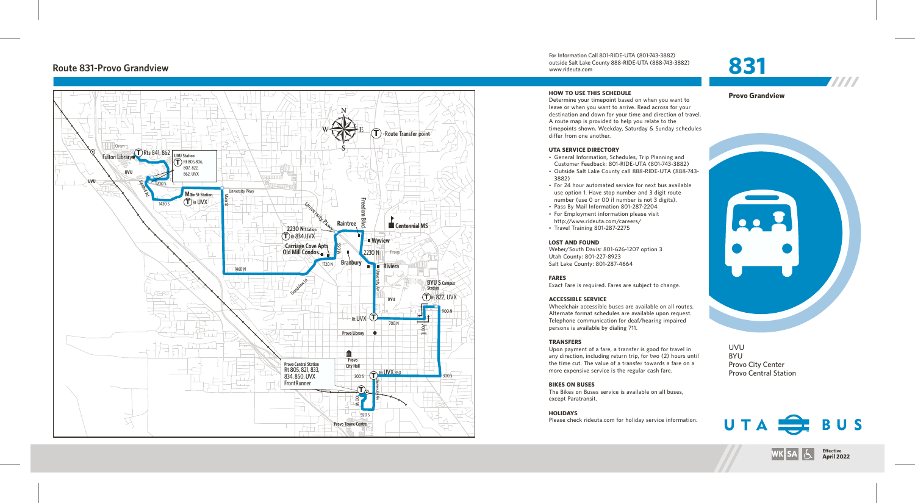# Route 831-Provo Grandview

For Information Call 801-RIDE-UTA (801-743-3882)
outside Salt Lake County 888-RIDE-UTA (888-743-3882)
www.rideuta.com

T - Route Transfer point

Fulton Library
Rts 841, 862
UVU Station
Rt 805, 806, 807, 822, 862, UVX
UVU
1200 S
1430 S
Main St Station
Rt UVX
University Pkwy
Main St
2230 N Station
Rt 834, UVX
Carriage Cove Apts
Old Mill Condos
1460 N
Grandview Ln
Raintree
Freedom Blvd
University Pkwy
500 W
1720 N
Branbury
2230 N
Provo
Wyview
Centennial MS
Riviera
University Av
BYU S Campus Station
Rt 822, UVX
BYU
900 N
Rt UVX
700 N
700 E
Provo Library
Provo City Hall
Provo Central Station
Rt 805, 821, 833, 834, 850, UVX
FrontRunner
300 S
Rt UVX 850
300 S
University Av
100 W
920 S
Provo Towne Centre

### HOW TO USE THIS SCHEDULE

Determine your timepoint based on when you want to leave or when you want to arrive. Read across for your destination and down for your time and direction of travel. A route map is provided to help you relate to the timepoints shown. Weekday, Saturday & Sunday schedules differ from one another.

### UTA SERVICE DIRECTORY

- General Information, Schedules, Trip Planning and Customer Feedback: 801-RIDE-UTA (801-743-3882)
- Outside Salt Lake County call 888-RIDE-UTA (888-743-3882)
- For 24 hour automated service for next bus available use option 1. Have stop number and 3 digit route number (use 0 or 00 if number is not 3 digits).
- Pass By Mail Information 801-287-2204
- For Employment information please visit http://www.rideuta.com/careers/
- Travel Training 801-287-2275

### LOST AND FOUND

Weber/South Davis: 801-626-1207 option 3
Utah County: 801-227-8923
Salt Lake County: 801-287-4664

### FARES

Exact Fare is required. Fares are subject to change.

### ACCESSIBLE SERVICE

Wheelchair accessible buses are available on all routes. Alternate format schedules are available upon request. Telephone communication for deaf/hearing impaired persons is available by dialing 711.

### TRANSFERS

Upon payment of a fare, a transfer is good for travel in any direction, including return trip, for two (2) hours until the time cut. The value of a transfer towards a fare on a more expensive service is the regular cash fare.

### BIKES ON BUSES

The Bikes on Buses service is available on all buses, except Paratransit.

### HOLIDAYS

Please check rideuta.com for holiday service information.

# 831

**Provo Grandview**

UVU
BYU
Provo City Center
Provo Central Station

UTA BUS

WK SA

**Effective April 2022**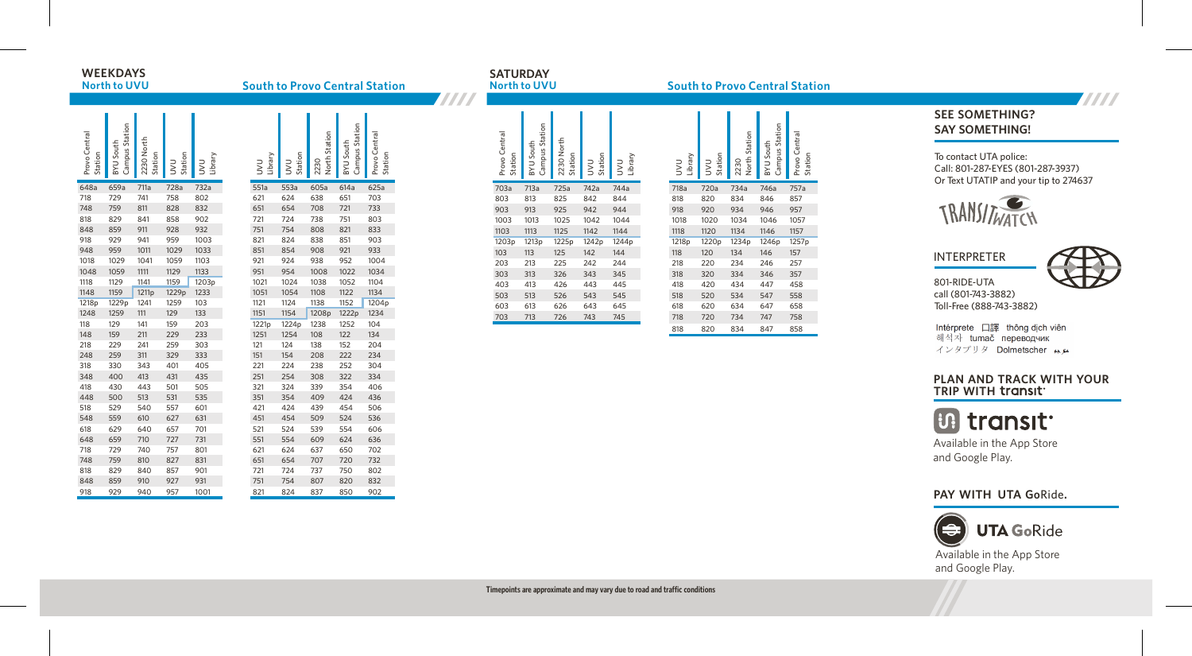## WEEKDAYS

### North to UVU

| Provo Central Station | BYU South Campus Station | 2230 North Station | UVU Station | UVU Library |
|---|---|---|---|---|
| 648a | 659a | 711a | 728a | 732a |
| 718 | 729 | 741 | 758 | 802 |
| 748 | 759 | 811 | 828 | 832 |
| 818 | 829 | 841 | 858 | 902 |
| 848 | 859 | 911 | 928 | 932 |
| 918 | 929 | 941 | 959 | 1003 |
| 948 | 959 | 1011 | 1029 | 1033 |
| 1018 | 1029 | 1041 | 1059 | 1103 |
| 1048 | 1059 | 1111 | 1129 | 1133 |
| 1118 | 1129 | 1141 | 1159 | 1203p |
| 1148 | 1159 | 1211p | 1229p | 1233 |
| 1218p | 1229p | 1241 | 1259 | 103 |
| 1248 | 1259 | 111 | 129 | 133 |
| 118 | 129 | 141 | 159 | 203 |
| 148 | 159 | 211 | 229 | 233 |
| 218 | 229 | 241 | 259 | 303 |
| 248 | 259 | 311 | 329 | 333 |
| 318 | 330 | 343 | 401 | 405 |
| 348 | 400 | 413 | 431 | 435 |
| 418 | 430 | 443 | 501 | 505 |
| 448 | 500 | 513 | 531 | 535 |
| 518 | 529 | 540 | 557 | 601 |
| 548 | 559 | 610 | 627 | 631 |
| 618 | 629 | 640 | 657 | 701 |
| 648 | 659 | 710 | 727 | 731 |
| 718 | 729 | 740 | 757 | 801 |
| 748 | 759 | 810 | 827 | 831 |
| 818 | 829 | 840 | 857 | 901 |
| 848 | 859 | 910 | 927 | 931 |
| 918 | 929 | 940 | 957 | 1001 |

### South to Provo Central Station

| UVU Library | UVU Station | 2230 North Station | BYU South Campus Station | Provo Central Station |
|---|---|---|---|---|
| 551a | 553a | 605a | 614a | 625a |
| 621 | 624 | 638 | 651 | 703 |
| 651 | 654 | 708 | 721 | 733 |
| 721 | 724 | 738 | 751 | 803 |
| 751 | 754 | 808 | 821 | 833 |
| 821 | 824 | 838 | 851 | 903 |
| 851 | 854 | 908 | 921 | 933 |
| 921 | 924 | 938 | 952 | 1004 |
| 951 | 954 | 1008 | 1022 | 1034 |
| 1021 | 1024 | 1038 | 1052 | 1104 |
| 1051 | 1054 | 1108 | 1122 | 1134 |
| 1121 | 1124 | 1138 | 1152 | 1204p |
| 1151 | 1154 | 1208p | 1222p | 1234 |
| 1221p | 1224p | 1238 | 1252 | 104 |
| 1251 | 1254 | 108 | 122 | 134 |
| 121 | 124 | 138 | 152 | 204 |
| 151 | 154 | 208 | 222 | 234 |
| 221 | 224 | 238 | 252 | 304 |
| 251 | 254 | 308 | 322 | 334 |
| 321 | 324 | 339 | 354 | 406 |
| 351 | 354 | 409 | 424 | 436 |
| 421 | 424 | 439 | 454 | 506 |
| 451 | 454 | 509 | 524 | 536 |
| 521 | 524 | 539 | 554 | 606 |
| 551 | 554 | 609 | 624 | 636 |
| 621 | 624 | 637 | 650 | 702 |
| 651 | 654 | 707 | 720 | 732 |
| 721 | 724 | 737 | 750 | 802 |
| 751 | 754 | 807 | 820 | 832 |
| 821 | 824 | 837 | 850 | 902 |

## SATURDAY

### North to UVU

| Provo Central Station | BYU South Campus Station | 2230 North Station | UVU Station | UVU Library |
|---|---|---|---|---|
| 703a | 713a | 725a | 742a | 744a |
| 803 | 813 | 825 | 842 | 844 |
| 903 | 913 | 925 | 942 | 944 |
| 1003 | 1013 | 1025 | 1042 | 1044 |
| 1103 | 1113 | 1125 | 1142 | 1144 |
| 1203p | 1213p | 1225p | 1242p | 1244p |
| 103 | 113 | 125 | 142 | 144 |
| 203 | 213 | 225 | 242 | 244 |
| 303 | 313 | 326 | 343 | 345 |
| 403 | 413 | 426 | 443 | 445 |
| 503 | 513 | 526 | 543 | 545 |
| 603 | 613 | 626 | 643 | 645 |
| 703 | 713 | 726 | 743 | 745 |

### South to Provo Central Station

| UVU Library | UVU Station | 2230 North Station | BYU South Campus Station | Provo Central Station |
|---|---|---|---|---|
| 718a | 720a | 734a | 746a | 757a |
| 818 | 820 | 834 | 846 | 857 |
| 918 | 920 | 934 | 946 | 957 |
| 1018 | 1020 | 1034 | 1046 | 1057 |
| 1118 | 1120 | 1134 | 1146 | 1157 |
| 1218p | 1220p | 1234p | 1246p | 1257p |
| 118 | 120 | 134 | 146 | 157 |
| 218 | 220 | 234 | 246 | 257 |
| 318 | 320 | 334 | 346 | 357 |
| 418 | 420 | 434 | 447 | 458 |
| 518 | 520 | 534 | 547 | 558 |
| 618 | 620 | 634 | 647 | 658 |
| 718 | 720 | 734 | 747 | 758 |
| 818 | 820 | 834 | 847 | 858 |

Timepoints are approximate and may vary due to road and traffic conditions

## SEE SOMETHING? SAY SOMETHING!

To contact UTA police:
Call: 801-287-EYES (801-287-3937)
Or Text UTATIP and your tip to 274637

TRANSITWATCH

## INTERPRETER

801-RIDE-UTA
call (801-743-3882)
Toll-Free (888-743-3882)

Intérprete 口譯 thông dịch viên 해석자 tumač переводчик インタプリタ Dolmetscher

## PLAN AND TRACK WITH YOUR TRIP WITH transit

transit
Available in the App Store and Google Play.

## PAY WITH UTA GoRide.

UTA GoRide
Available in the App Store and Google Play.